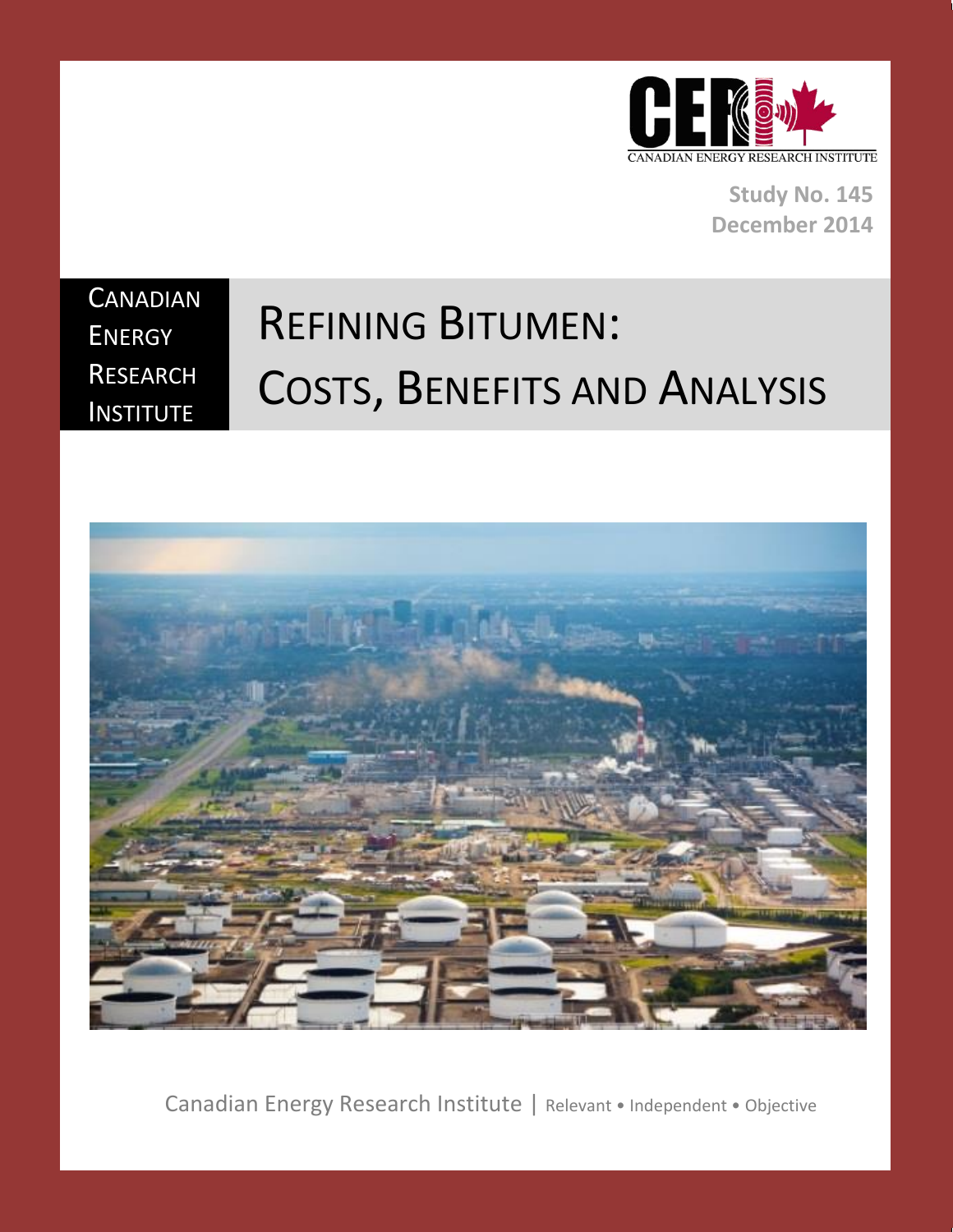CANADIAN ENERGY RESEARCH INSTITUTE

Study No. 145
December 2014

CANADIAN ENERGY RESEARCH INSTITUTE

# REFINING BITUMEN: COSTS, BENEFITS AND ANALYSIS

Canadian Energy Research Institute | Relevant • Independent • Objective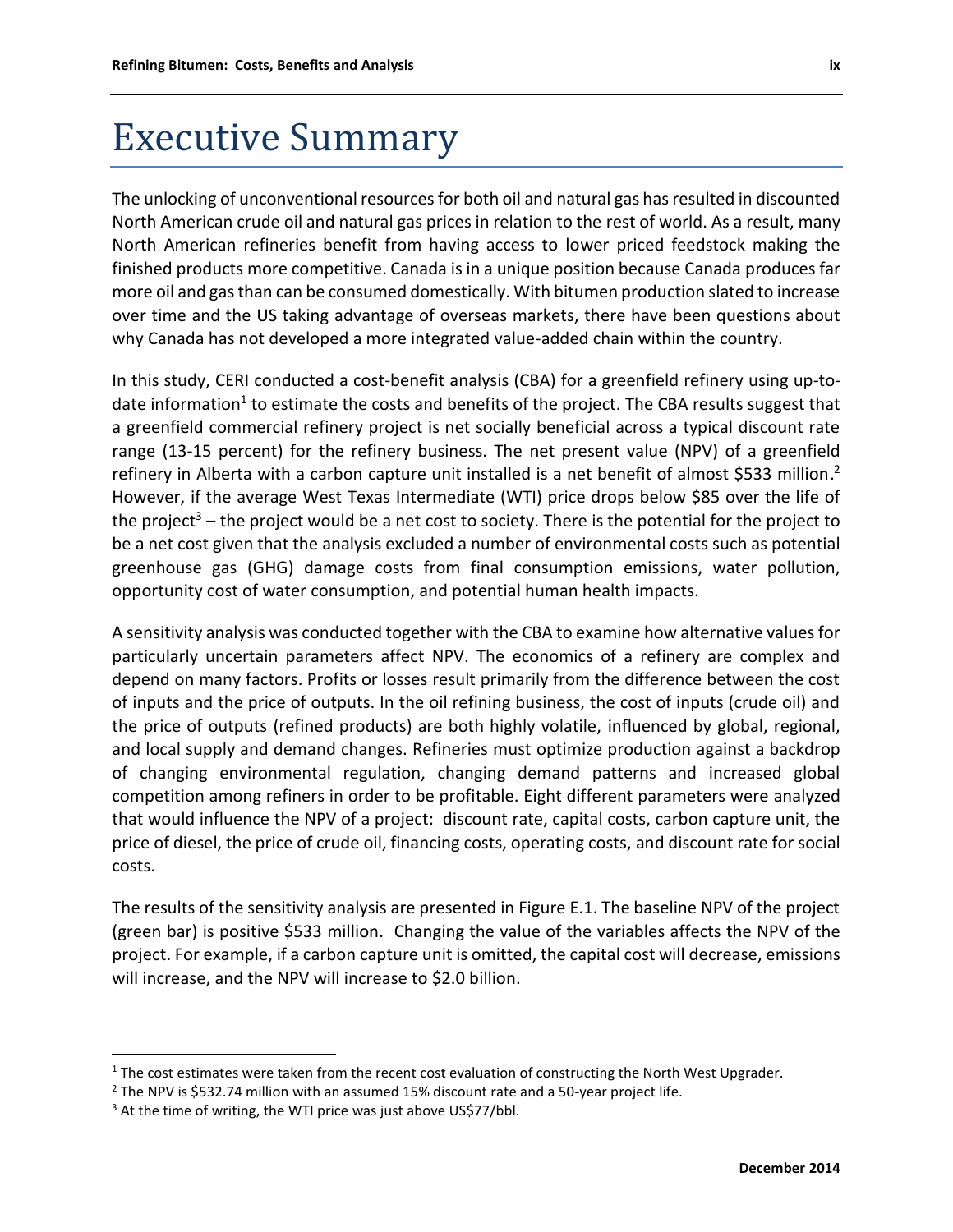# Executive Summary

The unlocking of unconventional resources for both oil and natural gas has resulted in discounted North American crude oil and natural gas prices in relation to the rest of world. As a result, many North American refineries benefit from having access to lower priced feedstock making the finished products more competitive. Canada is in a unique position because Canada produces far more oil and gas than can be consumed domestically. With bitumen production slated to increase over time and the US taking advantage of overseas markets, there have been questions about why Canada has not developed a more integrated value-added chain within the country.

In this study, CERI conducted a cost-benefit analysis (CBA) for a greenfield refinery using up-to-date information[1] to estimate the costs and benefits of the project. The CBA results suggest that a greenfield commercial refinery project is net socially beneficial across a typical discount rate range (13-15 percent) for the refinery business. The net present value (NPV) of a greenfield refinery in Alberta with a carbon capture unit installed is a net benefit of almost $533 million.[2] However, if the average West Texas Intermediate (WTI) price drops below $85 over the life of the project[3] – the project would be a net cost to society. There is the potential for the project to be a net cost given that the analysis excluded a number of environmental costs such as potential greenhouse gas (GHG) damage costs from final consumption emissions, water pollution, opportunity cost of water consumption, and potential human health impacts.

A sensitivity analysis was conducted together with the CBA to examine how alternative values for particularly uncertain parameters affect NPV. The economics of a refinery are complex and depend on many factors. Profits or losses result primarily from the difference between the cost of inputs and the price of outputs. In the oil refining business, the cost of inputs (crude oil) and the price of outputs (refined products) are both highly volatile, influenced by global, regional, and local supply and demand changes. Refineries must optimize production against a backdrop of changing environmental regulation, changing demand patterns and increased global competition among refiners in order to be profitable. Eight different parameters were analyzed that would influence the NPV of a project: discount rate, capital costs, carbon capture unit, the price of diesel, the price of crude oil, financing costs, operating costs, and discount rate for social costs.

The results of the sensitivity analysis are presented in Figure E.1. The baseline NPV of the project (green bar) is positive $533 million. Changing the value of the variables affects the NPV of the project. For example, if a carbon capture unit is omitted, the capital cost will decrease, emissions will increase, and the NPV will increase to $2.0 billion.

---

[1] The cost estimates were taken from the recent cost evaluation of constructing the North West Upgrader.

[2] The NPV is $532.74 million with an assumed 15% discount rate and a 50-year project life.

[3] At the time of writing, the WTI price was just above US$77/bbl.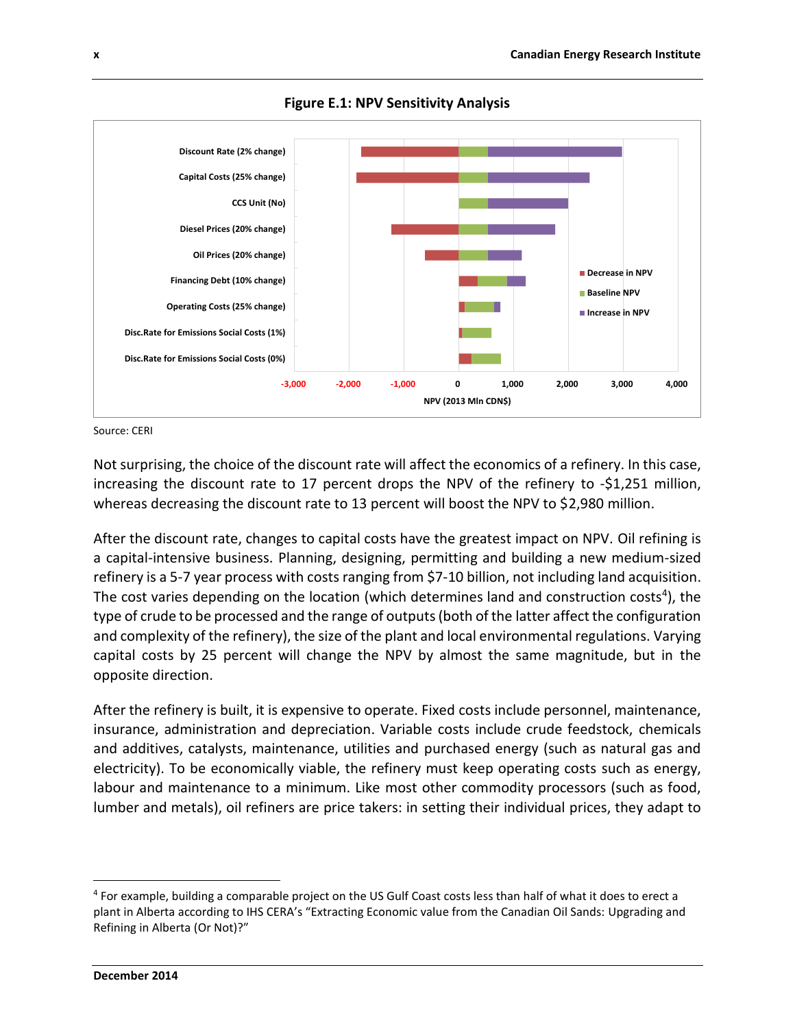**Figure E.1: NPV Sensitivity Analysis**

Source: CERI

Not surprising, the choice of the discount rate will affect the economics of a refinery. In this case, increasing the discount rate to 17 percent drops the NPV of the refinery to -$1,251 million, whereas decreasing the discount rate to 13 percent will boost the NPV to $2,980 million.

After the discount rate, changes to capital costs have the greatest impact on NPV. Oil refining is a capital-intensive business. Planning, designing, permitting and building a new medium-sized refinery is a 5-7 year process with costs ranging from $7-10 billion, not including land acquisition. The cost varies depending on the location (which determines land and construction costs[4]), the type of crude to be processed and the range of outputs (both of the latter affect the configuration and complexity of the refinery), the size of the plant and local environmental regulations. Varying capital costs by 25 percent will change the NPV by almost the same magnitude, but in the opposite direction.

After the refinery is built, it is expensive to operate. Fixed costs include personnel, maintenance, insurance, administration and depreciation. Variable costs include crude feedstock, chemicals and additives, catalysts, maintenance, utilities and purchased energy (such as natural gas and electricity). To be economically viable, the refinery must keep operating costs such as energy, labour and maintenance to a minimum. Like most other commodity processors (such as food, lumber and metals), oil refiners are price takers: in setting their individual prices, they adapt to

---

[4] For example, building a comparable project on the US Gulf Coast costs less than half of what it does to erect a plant in Alberta according to IHS CERA's "Extracting Economic value from the Canadian Oil Sands: Upgrading and Refining in Alberta (Or Not)?"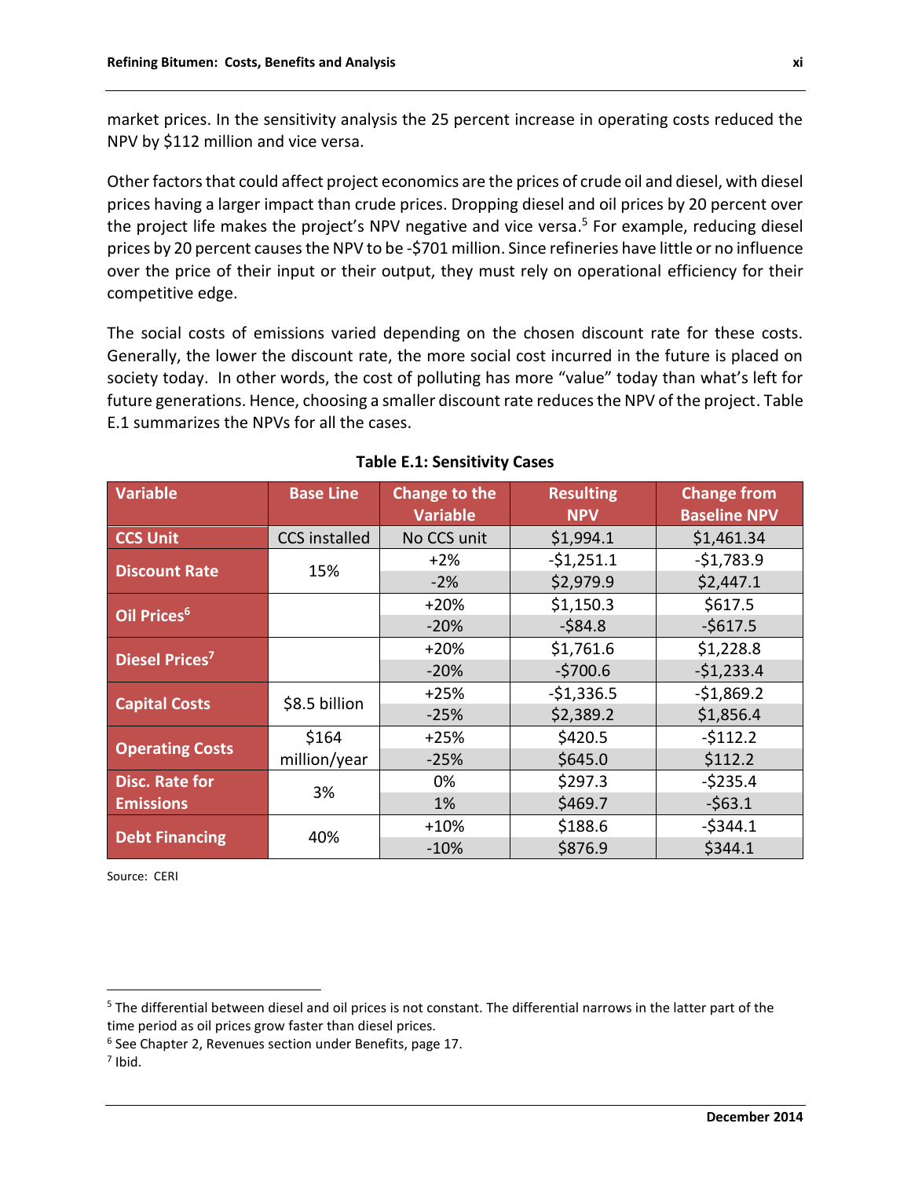market prices. In the sensitivity analysis the 25 percent increase in operating costs reduced the NPV by $112 million and vice versa.

Other factors that could affect project economics are the prices of crude oil and diesel, with diesel prices having a larger impact than crude prices. Dropping diesel and oil prices by 20 percent over the project life makes the project's NPV negative and vice versa.[5] For example, reducing diesel prices by 20 percent causes the NPV to be -$701 million. Since refineries have little or no influence over the price of their input or their output, they must rely on operational efficiency for their competitive edge.

The social costs of emissions varied depending on the chosen discount rate for these costs. Generally, the lower the discount rate, the more social cost incurred in the future is placed on society today. In other words, the cost of polluting has more "value" today than what's left for future generations. Hence, choosing a smaller discount rate reduces the NPV of the project. Table E.1 summarizes the NPVs for all the cases.

**Table E.1: Sensitivity Cases**

| Variable | Base Line | Change to the Variable | Resulting NPV | Change from Baseline NPV |
|---|---|---|---|---|
| CCS Unit | CCS installed | No CCS unit | $1,994.1 | $1,461.34 |
| Discount Rate | 15% | +2% | -$1,251.1 | -$1,783.9 |
| | | -2% | $2,979.9 | $2,447.1 |
| Oil Prices[6] | | +20% | $1,150.3 | $617.5 |
| | | -20% | -$84.8 | -$617.5 |
| Diesel Prices[7] | | +20% | $1,761.6 | $1,228.8 |
| | | -20% | -$700.6 | -$1,233.4 |
| Capital Costs | $8.5 billion | +25% | -$1,336.5 | -$1,869.2 |
| | | -25% | $2,389.2 | $1,856.4 |
| Operating Costs | $164 million/year | +25% | $420.5 | -$112.2 |
| | | -25% | $645.0 | $112.2 |
| Disc. Rate for Emissions | 3% | 0% | $297.3 | -$235.4 |
| | | 1% | $469.7 | -$63.1 |
| Debt Financing | 40% | +10% | $188.6 | -$344.1 |
| | | -10% | $876.9 | $344.1 |

Source: CERI

[5] The differential between diesel and oil prices is not constant. The differential narrows in the latter part of the time period as oil prices grow faster than diesel prices.

[6] See Chapter 2, Revenues section under Benefits, page 17.

[7] Ibid.